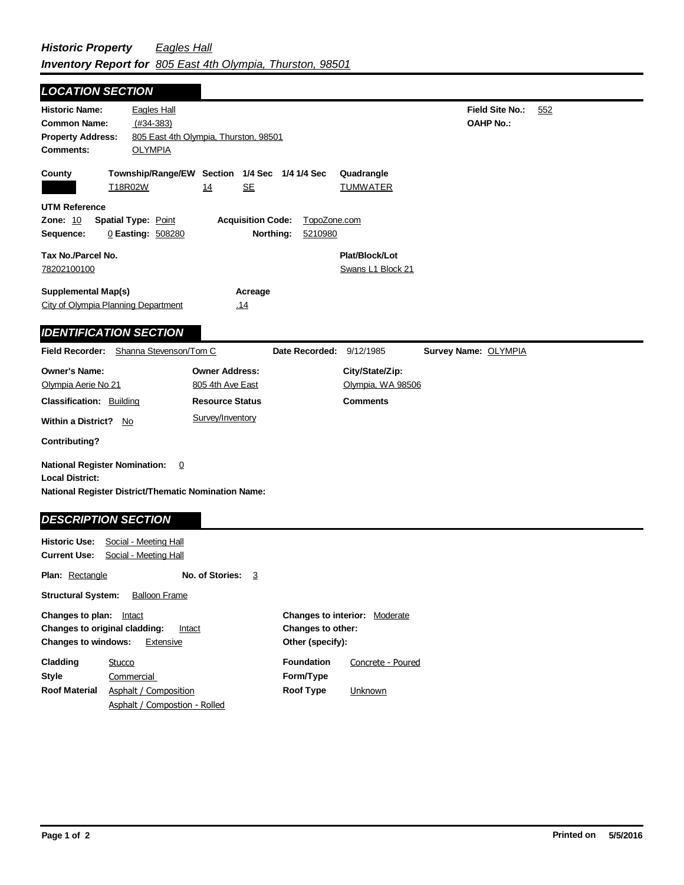***Historic Property*** *Eagles Hall*
***Inventory Report for*** *805 East 4th Olympia, Thurston, 98501*

## LOCATION SECTION

**Historic Name:** Eagles Hall
**Common Name:** (#34-383)
**Property Address:** 805 East 4th Olympia, Thurston, 98501
**Comments:** OLYMPIA

**Field Site No.:** 552
**OAHP No.:**

| County | Township/Range/EW | Section | 1/4 Sec | 1/4 1/4 Sec | Quadrangle |
| --- | --- | --- | --- | --- | --- |
| | T18R02W | 14 | SE | | TUMWATER |

**UTM Reference**
**Zone:** 10 **Spatial Type:** Point **Acquisition Code:** TopoZone.com
**Sequence:** 0 **Easting:** 508280 **Northing:** 5210980

**Tax No./Parcel No.**
78202100100

**Plat/Block/Lot**
Swans L1 Block 21

**Supplemental Map(s)**
City of Olympia Planning Department

**Acreage**
.14

## IDENTIFICATION SECTION

**Field Recorder:** Shanna Stevenson/Tom C **Date Recorded:** 9/12/1985 **Survey Name:** OLYMPIA

**Owner's Name:** Olympia Aerie No 21
**Owner Address:** 805 4th Ave East
**City/State/Zip:** Olympia, WA 98506

**Classification:** Building
**Resource Status:** Survey/Inventory
**Comments**

**Within a District?** No

**Contributing?**

**National Register Nomination:** 0
**Local District:**
**National Register District/Thematic Nomination Name:**

## DESCRIPTION SECTION

**Historic Use:** Social - Meeting Hall
**Current Use:** Social - Meeting Hall

**Plan:** Rectangle **No. of Stories:** 3

**Structural System:** Balloon Frame

**Changes to plan:** Intact
**Changes to original cladding:** Intact
**Changes to windows:** Extensive

**Changes to interior:** Moderate
**Changes to other:**
**Other (specify):**

**Cladding** Stucco
**Style** Commercial
**Roof Material** Asphalt / Composition
Asphalt / Compostion - Rolled

**Foundation** Concrete - Poured
**Form/Type**
**Roof Type** Unknown

**Printed on** 5/5/2016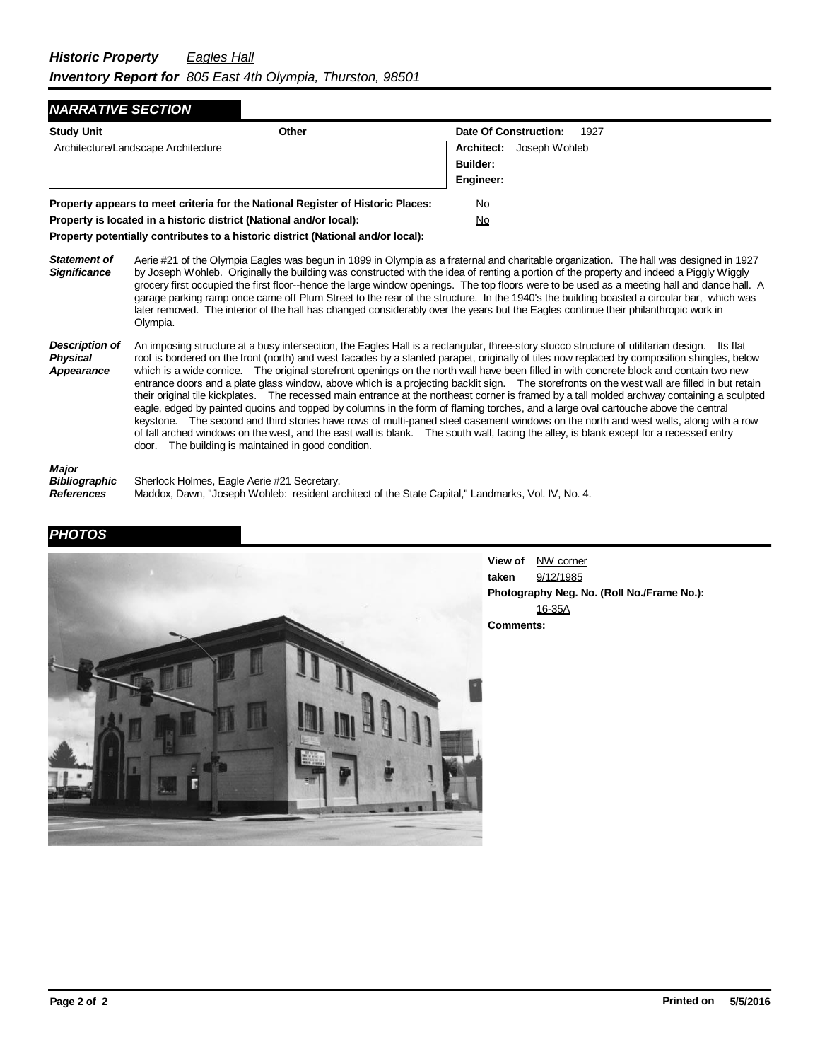***Historic Property Inventory Report for*** *Eagles Hall*
*805 East 4th Olympia, Thurston, 98501*

## NARRATIVE SECTION

| Study Unit | Other | |
|---|---|---|
| Architecture/Landscape Architecture | | **Date Of Construction:** 1927 |
| | | **Architect:** Joseph Wohleb |
| | | **Builder:** |
| | | **Engineer:** |

**Property appears to meet criteria for the National Register of Historic Places:** No

**Property is located in a historic district (National and/or local):** No

**Property potentially contributes to a historic district (National and/or local):**

***Statement of Significance***

Aerie #21 of the Olympia Eagles was begun in 1899 in Olympia as a fraternal and charitable organization. The hall was designed in 1927 by Joseph Wohleb. Originally the building was constructed with the idea of renting a portion of the property and indeed a Piggly Wiggly grocery first occupied the first floor--hence the large window openings. The top floors were to be used as a meeting hall and dance hall. A garage parking ramp once came off Plum Street to the rear of the structure. In the 1940's the building boasted a circular bar, which was later removed. The interior of the hall has changed considerably over the years but the Eagles continue their philanthropic work in Olympia.

***Description of Physical Appearance***

An imposing structure at a busy intersection, the Eagles Hall is a rectangular, three-story stucco structure of utilitarian design. Its flat roof is bordered on the front (north) and west facades by a slanted parapet, originally of tiles now replaced by composition shingles, below which is a wide cornice. The original storefront openings on the north wall have been filled in with concrete block and contain two new entrance doors and a plate glass window, above which is a projecting backlit sign. The storefronts on the west wall are filled in but retain their original tile kickplates. The recessed main entrance at the northeast corner is framed by a tall molded archway containing a sculpted eagle, edged by painted quoins and topped by columns in the form of flaming torches, and a large oval cartouche above the central keystone. The second and third stories have rows of multi-paned steel casement windows on the north and west walls, along with a row of tall arched windows on the west, and the east wall is blank. The south wall, facing the alley, is blank except for a recessed entry door. The building is maintained in good condition.

***Major Bibliographic References***

Sherlock Holmes, Eagle Aerie #21 Secretary.
Maddox, Dawn, "Joseph Wohleb: resident architect of the State Capital," Landmarks, Vol. IV, No. 4.

## PHOTOS

**View of** NW corner
**taken** 9/12/1985
**Photography Neg. No. (Roll No./Frame No.):** 16-35A
**Comments:**

**Printed on** 5/5/2016